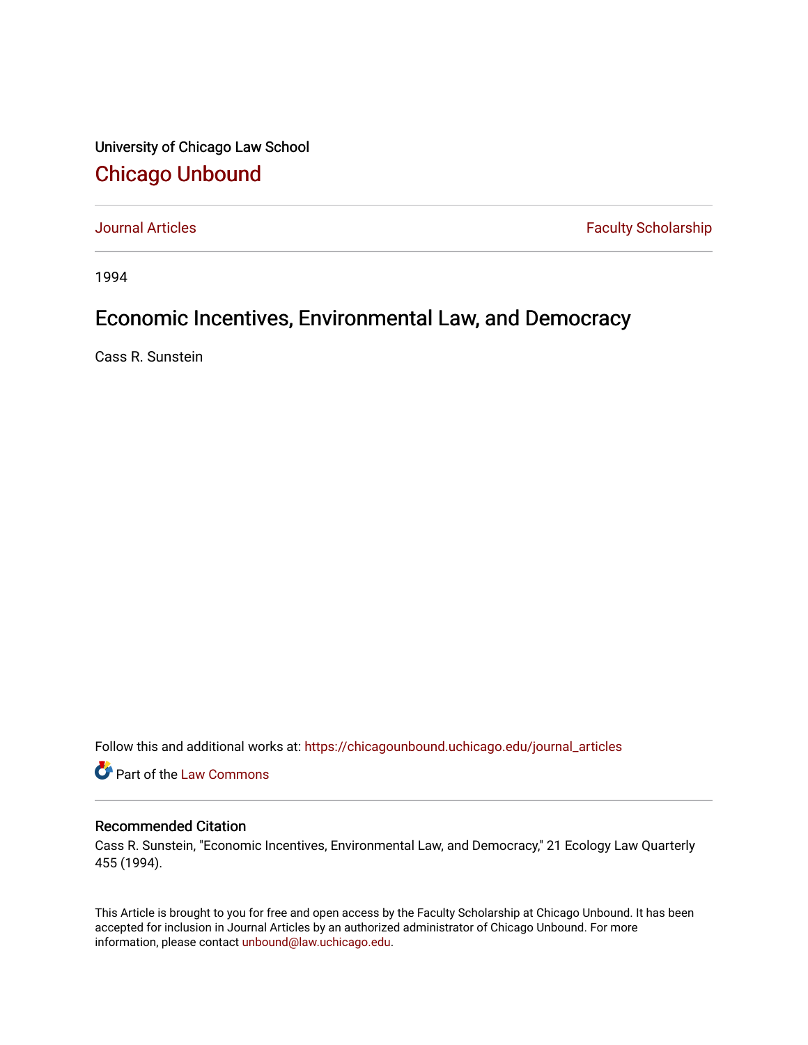University of Chicago Law School

# Chicago Unbound

Journal Articles | Faculty Scholarship

1994

## Economic Incentives, Environmental Law, and Democracy

Cass R. Sunstein

Follow this and additional works at: https://chicagounbound.uchicago.edu/journal_articles

Part of the Law Commons

### Recommended Citation

Cass R. Sunstein, "Economic Incentives, Environmental Law, and Democracy," 21 Ecology Law Quarterly 455 (1994).

This Article is brought to you for free and open access by the Faculty Scholarship at Chicago Unbound. It has been accepted for inclusion in Journal Articles by an authorized administrator of Chicago Unbound. For more information, please contact unbound@law.uchicago.edu.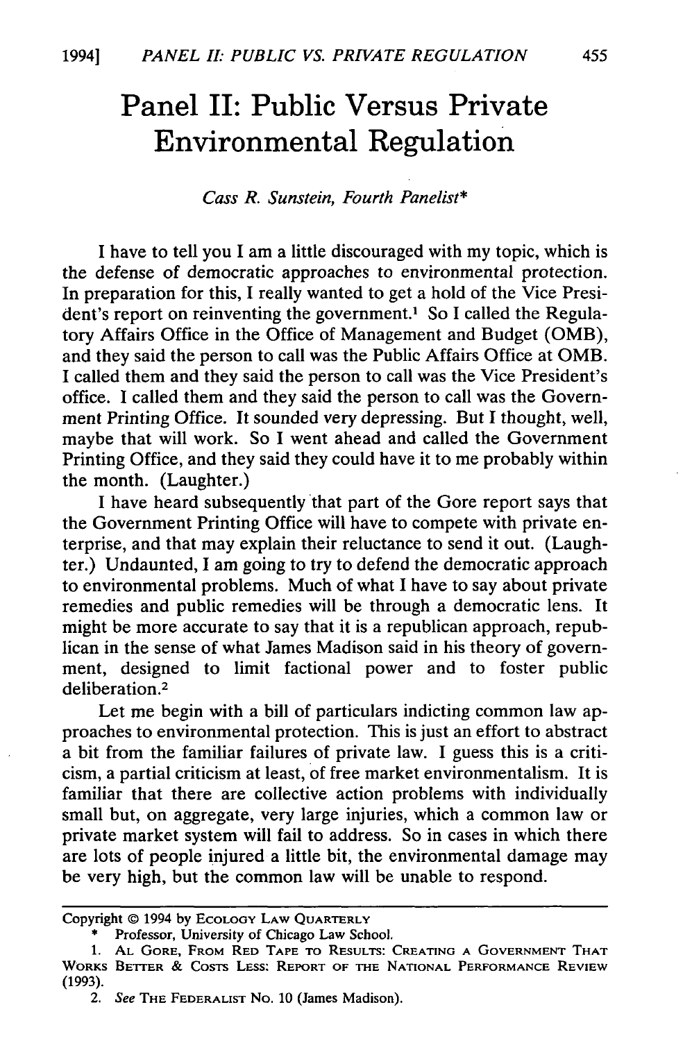# Panel II: Public Versus Private Environmental Regulation

*Cass R. Sunstein, Fourth Panelist**

I have to tell you I am a little discouraged with my topic, which is the defense of democratic approaches to environmental protection. In preparation for this, I really wanted to get a hold of the Vice President's report on reinventing the government.[1] So I called the Regulatory Affairs Office in the Office of Management and Budget (OMB), and they said the person to call was the Public Affairs Office at OMB. I called them and they said the person to call was the Vice President's office. I called them and they said the person to call was the Government Printing Office. It sounded very depressing. But I thought, well, maybe that will work. So I went ahead and called the Government Printing Office, and they said they could have it to me probably within the month. (Laughter.)

I have heard subsequently that part of the Gore report says that the Government Printing Office will have to compete with private enterprise, and that may explain their reluctance to send it out. (Laughter.) Undaunted, I am going to try to defend the democratic approach to environmental problems. Much of what I have to say about private remedies and public remedies will be through a democratic lens. It might be more accurate to say that it is a republican approach, republican in the sense of what James Madison said in his theory of government, designed to limit factional power and to foster public deliberation.[2]

Let me begin with a bill of particulars indicting common law approaches to environmental protection. This is just an effort to abstract a bit from the familiar failures of private law. I guess this is a criticism, a partial criticism at least, of free market environmentalism. It is familiar that there are collective action problems with individually small but, on aggregate, very large injuries, which a common law or private market system will fail to address. So in cases in which there are lots of people injured a little bit, the environmental damage may be very high, but the common law will be unable to respond.

---

Copyright © 1994 by ECOLOGY LAW QUARTERLY

\* Professor, University of Chicago Law School.

1. AL GORE, FROM RED TAPE TO RESULTS: CREATING A GOVERNMENT THAT WORKS BETTER & COSTS LESS: REPORT OF THE NATIONAL PERFORMANCE REVIEW (1993).

2. *See* THE FEDERALIST NO. 10 (James Madison).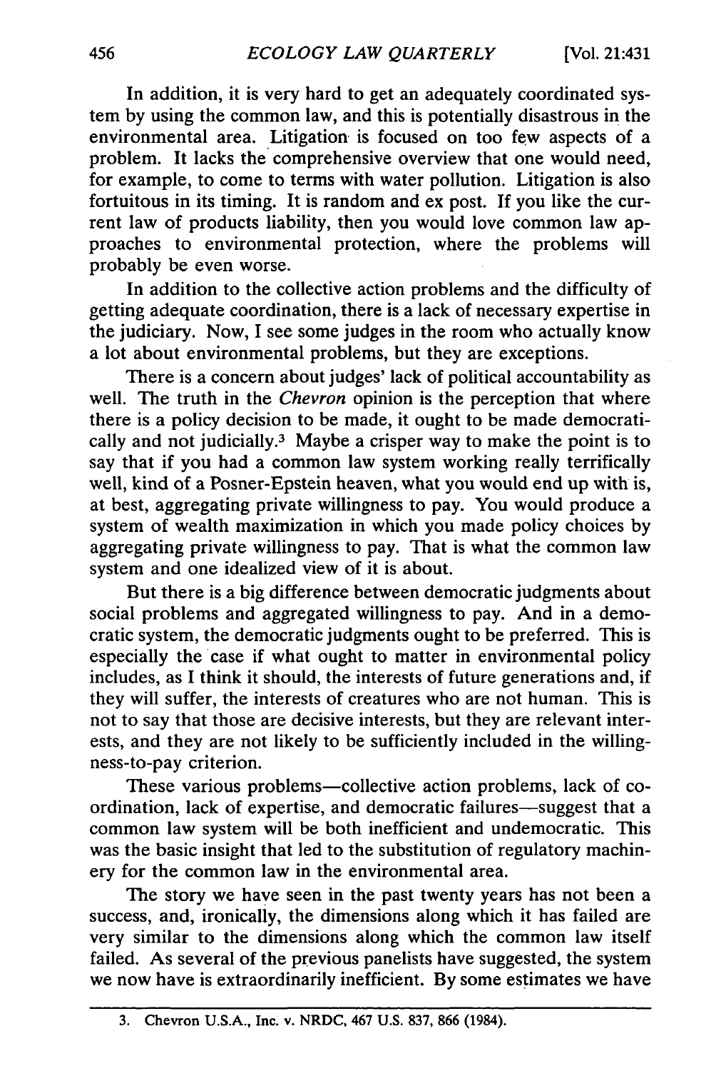In addition, it is very hard to get an adequately coordinated system by using the common law, and this is potentially disastrous in the environmental area. Litigation is focused on too few aspects of a problem. It lacks the comprehensive overview that one would need, for example, to come to terms with water pollution. Litigation is also fortuitous in its timing. It is random and ex post. If you like the current law of products liability, then you would love common law approaches to environmental protection, where the problems will probably be even worse.

In addition to the collective action problems and the difficulty of getting adequate coordination, there is a lack of necessary expertise in the judiciary. Now, I see some judges in the room who actually know a lot about environmental problems, but they are exceptions.

There is a concern about judges' lack of political accountability as well. The truth in the *Chevron* opinion is the perception that where there is a policy decision to be made, it ought to be made democratically and not judicially.[3] Maybe a crisper way to make the point is to say that if you had a common law system working really terrifically well, kind of a Posner-Epstein heaven, what you would end up with is, at best, aggregating private willingness to pay. You would produce a system of wealth maximization in which you made policy choices by aggregating private willingness to pay. That is what the common law system and one idealized view of it is about.

But there is a big difference between democratic judgments about social problems and aggregated willingness to pay. And in a democratic system, the democratic judgments ought to be preferred. This is especially the case if what ought to matter in environmental policy includes, as I think it should, the interests of future generations and, if they will suffer, the interests of creatures who are not human. This is not to say that those are decisive interests, but they are relevant interests, and they are not likely to be sufficiently included in the willingness-to-pay criterion.

These various problems—collective action problems, lack of coordination, lack of expertise, and democratic failures—suggest that a common law system will be both inefficient and undemocratic. This was the basic insight that led to the substitution of regulatory machinery for the common law in the environmental area.

The story we have seen in the past twenty years has not been a success, and, ironically, the dimensions along which it has failed are very similar to the dimensions along which the common law itself failed. As several of the previous panelists have suggested, the system we now have is extraordinarily inefficient. By some estimates we have

3. Chevron U.S.A., Inc. v. NRDC, 467 U.S. 837, 866 (1984).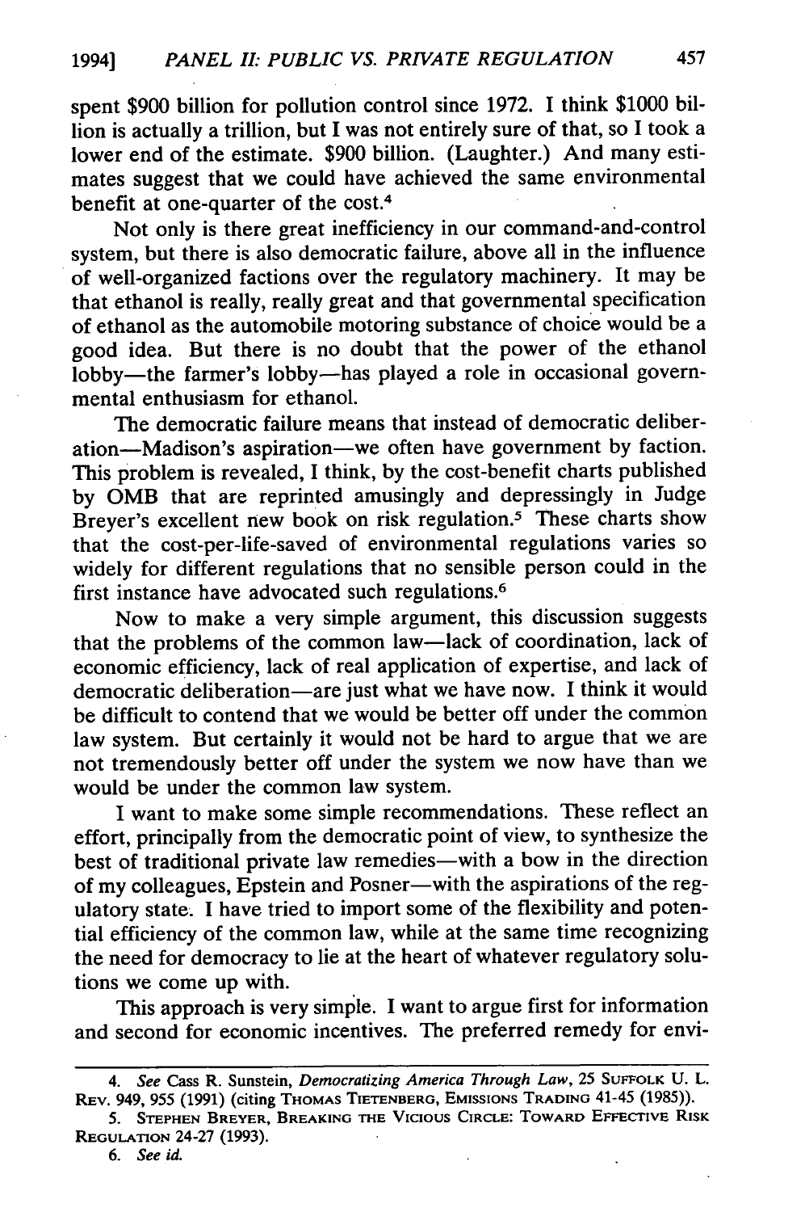spent $900 billion for pollution control since 1972. I think $1000 billion is actually a trillion, but I was not entirely sure of that, so I took a lower end of the estimate. $900 billion. (Laughter.) And many estimates suggest that we could have achieved the same environmental benefit at one-quarter of the cost.[4]

Not only is there great inefficiency in our command-and-control system, but there is also democratic failure, above all in the influence of well-organized factions over the regulatory machinery. It may be that ethanol is really, really great and that governmental specification of ethanol as the automobile motoring substance of choice would be a good idea. But there is no doubt that the power of the ethanol lobby—the farmer's lobby—has played a role in occasional governmental enthusiasm for ethanol.

The democratic failure means that instead of democratic deliberation—Madison's aspiration—we often have government by faction. This problem is revealed, I think, by the cost-benefit charts published by OMB that are reprinted amusingly and depressingly in Judge Breyer's excellent new book on risk regulation.[5] These charts show that the cost-per-life-saved of environmental regulations varies so widely for different regulations that no sensible person could in the first instance have advocated such regulations.[6]

Now to make a very simple argument, this discussion suggests that the problems of the common law—lack of coordination, lack of economic efficiency, lack of real application of expertise, and lack of democratic deliberation—are just what we have now. I think it would be difficult to contend that we would be better off under the common law system. But certainly it would not be hard to argue that we are not tremendously better off under the system we now have than we would be under the common law system.

I want to make some simple recommendations. These reflect an effort, principally from the democratic point of view, to synthesize the best of traditional private law remedies—with a bow in the direction of my colleagues, Epstein and Posner—with the aspirations of the regulatory state. I have tried to import some of the flexibility and potential efficiency of the common law, while at the same time recognizing the need for democracy to lie at the heart of whatever regulatory solutions we come up with.

This approach is very simple. I want to argue first for information and second for economic incentives. The preferred remedy for envi-

---

4. *See* Cass R. Sunstein, *Democratizing America Through Law*, 25 SUFFOLK U. L. REV. 949, 955 (1991) (citing THOMAS TIETENBERG, EMISSIONS TRADING 41-45 (1985)).

5. STEPHEN BREYER, BREAKING THE VICIOUS CIRCLE: TOWARD EFFECTIVE RISK REGULATION 24-27 (1993).

6. *See id.*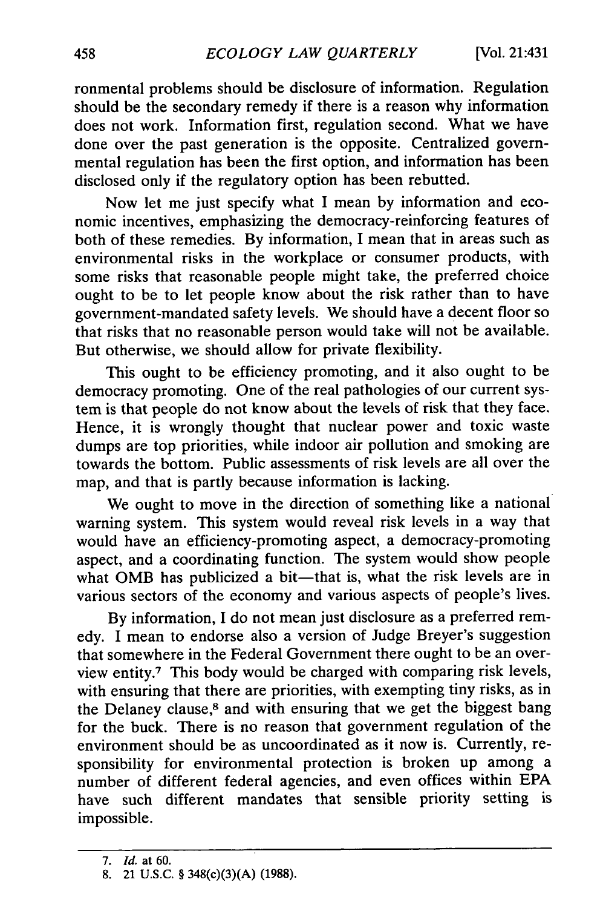ronmental problems should be disclosure of information. Regulation should be the secondary remedy if there is a reason why information does not work. Information first, regulation second. What we have done over the past generation is the opposite. Centralized governmental regulation has been the first option, and information has been disclosed only if the regulatory option has been rebutted.

Now let me just specify what I mean by information and economic incentives, emphasizing the democracy-reinforcing features of both of these remedies. By information, I mean that in areas such as environmental risks in the workplace or consumer products, with some risks that reasonable people might take, the preferred choice ought to be to let people know about the risk rather than to have government-mandated safety levels. We should have a decent floor so that risks that no reasonable person would take will not be available. But otherwise, we should allow for private flexibility.

This ought to be efficiency promoting, and it also ought to be democracy promoting. One of the real pathologies of our current system is that people do not know about the levels of risk that they face. Hence, it is wrongly thought that nuclear power and toxic waste dumps are top priorities, while indoor air pollution and smoking are towards the bottom. Public assessments of risk levels are all over the map, and that is partly because information is lacking.

We ought to move in the direction of something like a national warning system. This system would reveal risk levels in a way that would have an efficiency-promoting aspect, a democracy-promoting aspect, and a coordinating function. The system would show people what OMB has publicized a bit—that is, what the risk levels are in various sectors of the economy and various aspects of people's lives.

By information, I do not mean just disclosure as a preferred remedy. I mean to endorse also a version of Judge Breyer's suggestion that somewhere in the Federal Government there ought to be an overview entity.[7] This body would be charged with comparing risk levels, with ensuring that there are priorities, with exempting tiny risks, as in the Delaney clause,[8] and with ensuring that we get the biggest bang for the buck. There is no reason that government regulation of the environment should be as uncoordinated as it now is. Currently, responsibility for environmental protection is broken up among a number of different federal agencies, and even offices within EPA have such different mandates that sensible priority setting is impossible.

---

7. *Id.* at 60.
8. 21 U.S.C. § 348(c)(3)(A) (1988).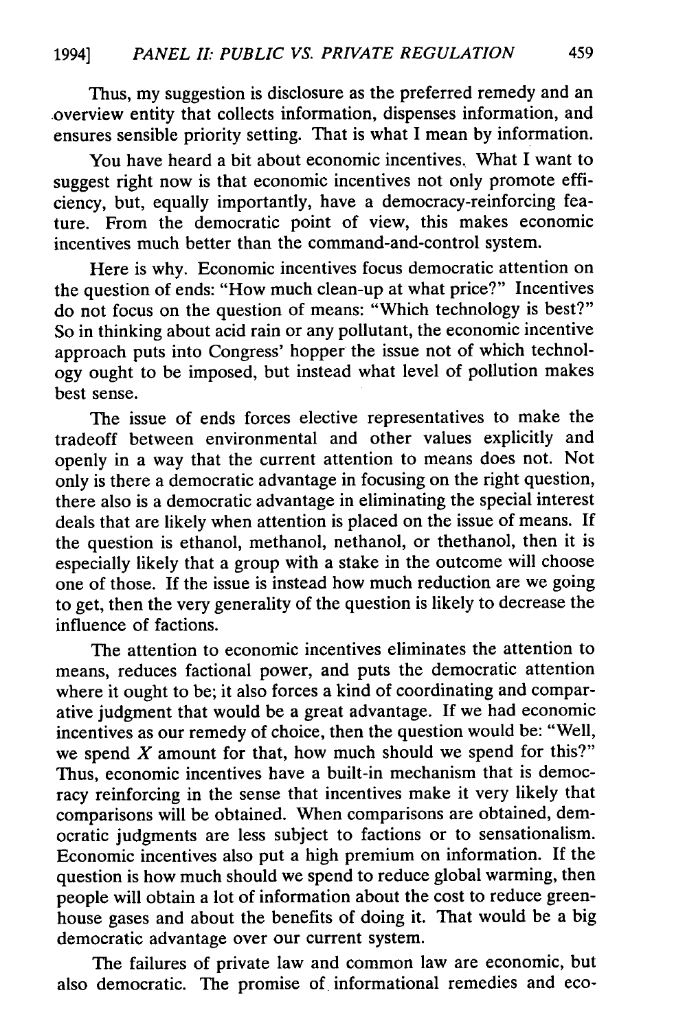Thus, my suggestion is disclosure as the preferred remedy and an overview entity that collects information, dispenses information, and ensures sensible priority setting. That is what I mean by information.

You have heard a bit about economic incentives. What I want to suggest right now is that economic incentives not only promote efficiency, but, equally importantly, have a democracy-reinforcing feature. From the democratic point of view, this makes economic incentives much better than the command-and-control system.

Here is why. Economic incentives focus democratic attention on the question of ends: "How much clean-up at what price?" Incentives do not focus on the question of means: "Which technology is best?" So in thinking about acid rain or any pollutant, the economic incentive approach puts into Congress' hopper the issue not of which technology ought to be imposed, but instead what level of pollution makes best sense.

The issue of ends forces elective representatives to make the tradeoff between environmental and other values explicitly and openly in a way that the current attention to means does not. Not only is there a democratic advantage in focusing on the right question, there also is a democratic advantage in eliminating the special interest deals that are likely when attention is placed on the issue of means. If the question is ethanol, methanol, nethanol, or thethanol, then it is especially likely that a group with a stake in the outcome will choose one of those. If the issue is instead how much reduction are we going to get, then the very generality of the question is likely to decrease the influence of factions.

The attention to economic incentives eliminates the attention to means, reduces factional power, and puts the democratic attention where it ought to be; it also forces a kind of coordinating and comparative judgment that would be a great advantage. If we had economic incentives as our remedy of choice, then the question would be: "Well, we spend *X* amount for that, how much should we spend for this?" Thus, economic incentives have a built-in mechanism that is democracy reinforcing in the sense that incentives make it very likely that comparisons will be obtained. When comparisons are obtained, democratic judgments are less subject to factions or to sensationalism. Economic incentives also put a high premium on information. If the question is how much should we spend to reduce global warming, then people will obtain a lot of information about the cost to reduce greenhouse gases and about the benefits of doing it. That would be a big democratic advantage over our current system.

The failures of private law and common law are economic, but also democratic. The promise of informational remedies and eco-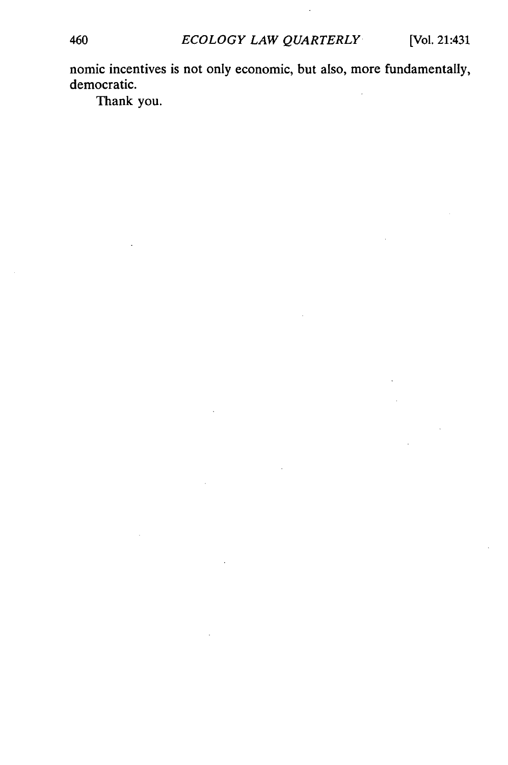nomic incentives is not only economic, but also, more fundamentally, democratic.

Thank you.